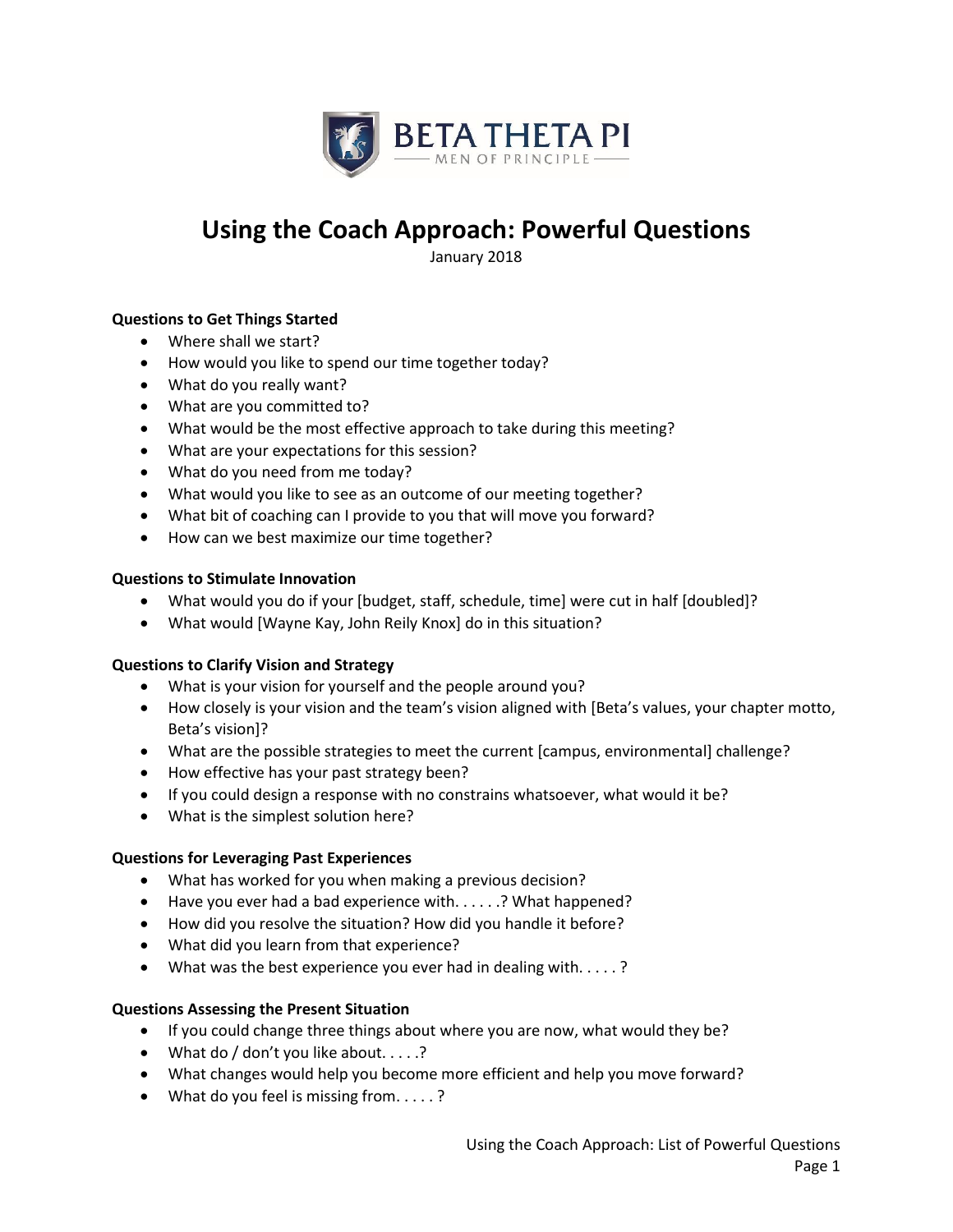BETA THETA PI
MEN OF PRINCIPLE

# Using the Coach Approach: Powerful Questions

January 2018

**Questions to Get Things Started**

- Where shall we start?
- How would you like to spend our time together today?
- What do you really want?
- What are you committed to?
- What would be the most effective approach to take during this meeting?
- What are your expectations for this session?
- What do you need from me today?
- What would you like to see as an outcome of our meeting together?
- What bit of coaching can I provide to you that will move you forward?
- How can we best maximize our time together?

**Questions to Stimulate Innovation**

- What would you do if your [budget, staff, schedule, time] were cut in half [doubled]?
- What would [Wayne Kay, John Reily Knox] do in this situation?

**Questions to Clarify Vision and Strategy**

- What is your vision for yourself and the people around you?
- How closely is your vision and the team's vision aligned with [Beta's values, your chapter motto, Beta's vision]?
- What are the possible strategies to meet the current [campus, environmental] challenge?
- How effective has your past strategy been?
- If you could design a response with no constrains whatsoever, what would it be?
- What is the simplest solution here?

**Questions for Leveraging Past Experiences**

- What has worked for you when making a previous decision?
- Have you ever had a bad experience with. . . . . .? What happened?
- How did you resolve the situation? How did you handle it before?
- What did you learn from that experience?
- What was the best experience you ever had in dealing with. . . . . ?

**Questions Assessing the Present Situation**

- If you could change three things about where you are now, what would they be?
- What do / don't you like about. . . . .?
- What changes would help you become more efficient and help you move forward?
- What do you feel is missing from. . . . . ?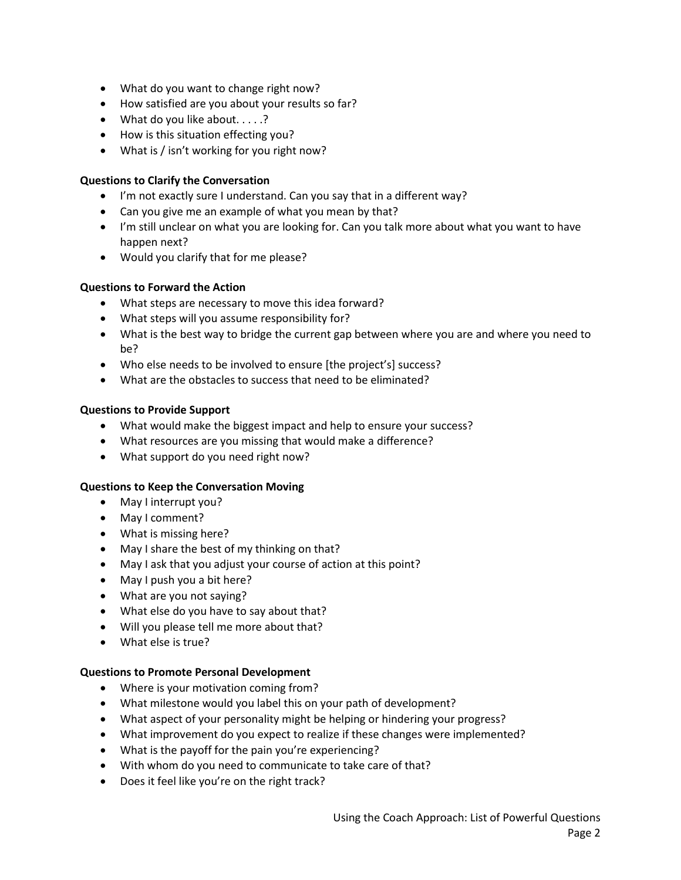- What do you want to change right now?
- How satisfied are you about your results so far?
- What do you like about. . . . .?
- How is this situation effecting you?
- What is / isn't working for you right now?

**Questions to Clarify the Conversation**

- I'm not exactly sure I understand. Can you say that in a different way?
- Can you give me an example of what you mean by that?
- I'm still unclear on what you are looking for. Can you talk more about what you want to have happen next?
- Would you clarify that for me please?

**Questions to Forward the Action**

- What steps are necessary to move this idea forward?
- What steps will you assume responsibility for?
- What is the best way to bridge the current gap between where you are and where you need to be?
- Who else needs to be involved to ensure [the project's] success?
- What are the obstacles to success that need to be eliminated?

**Questions to Provide Support**

- What would make the biggest impact and help to ensure your success?
- What resources are you missing that would make a difference?
- What support do you need right now?

**Questions to Keep the Conversation Moving**

- May I interrupt you?
- May I comment?
- What is missing here?
- May I share the best of my thinking on that?
- May I ask that you adjust your course of action at this point?
- May I push you a bit here?
- What are you not saying?
- What else do you have to say about that?
- Will you please tell me more about that?
- What else is true?

**Questions to Promote Personal Development**

- Where is your motivation coming from?
- What milestone would you label this on your path of development?
- What aspect of your personality might be helping or hindering your progress?
- What improvement do you expect to realize if these changes were implemented?
- What is the payoff for the pain you're experiencing?
- With whom do you need to communicate to take care of that?
- Does it feel like you're on the right track?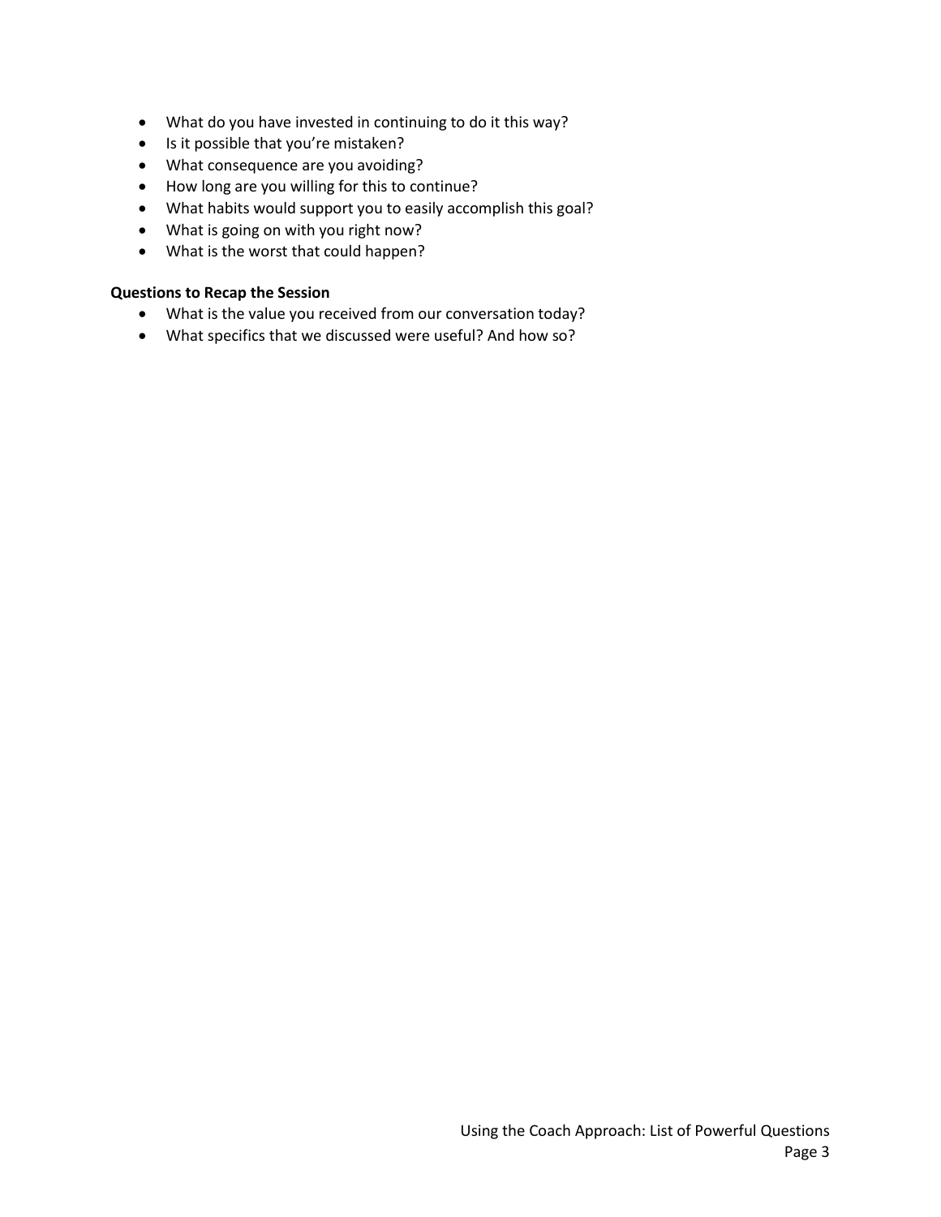- What do you have invested in continuing to do it this way?
- Is it possible that you're mistaken?
- What consequence are you avoiding?
- How long are you willing for this to continue?
- What habits would support you to easily accomplish this goal?
- What is going on with you right now?
- What is the worst that could happen?

**Questions to Recap the Session**

- What is the value you received from our conversation today?
- What specifics that we discussed were useful? And how so?